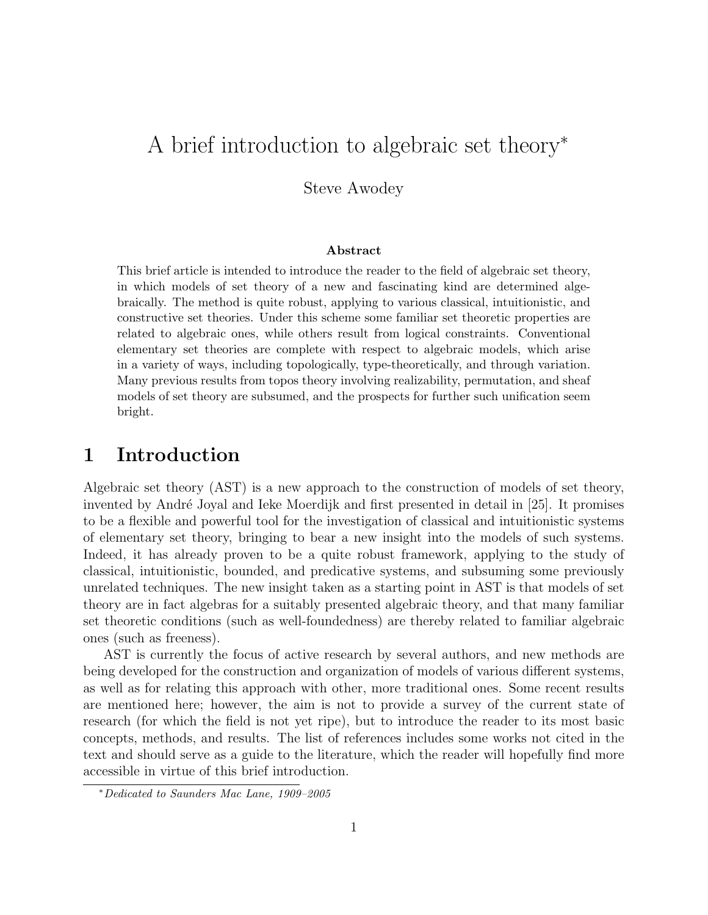# A brief introduction to algebraic set theory*

Steve Awodey

**Abstract**

This brief article is intended to introduce the reader to the field of algebraic set theory, in which models of set theory of a new and fascinating kind are determined algebraically. The method is quite robust, applying to various classical, intuitionistic, and constructive set theories. Under this scheme some familiar set theoretic properties are related to algebraic ones, while others result from logical constraints. Conventional elementary set theories are complete with respect to algebraic models, which arise in a variety of ways, including topologically, type-theoretically, and through variation. Many previous results from topos theory involving realizability, permutation, and sheaf models of set theory are subsumed, and the prospects for further such unification seem bright.

## 1 Introduction

Algebraic set theory (AST) is a new approach to the construction of models of set theory, invented by André Joyal and Ieke Moerdijk and first presented in detail in [25]. It promises to be a flexible and powerful tool for the investigation of classical and intuitionistic systems of elementary set theory, bringing to bear a new insight into the models of such systems. Indeed, it has already proven to be a quite robust framework, applying to the study of classical, intuitionistic, bounded, and predicative systems, and subsuming some previously unrelated techniques. The new insight taken as a starting point in AST is that models of set theory are in fact algebras for a suitably presented algebraic theory, and that many familiar set theoretic conditions (such as well-foundedness) are thereby related to familiar algebraic ones (such as freeness).

AST is currently the focus of active research by several authors, and new methods are being developed for the construction and organization of models of various different systems, as well as for relating this approach with other, more traditional ones. Some recent results are mentioned here; however, the aim is not to provide a survey of the current state of research (for which the field is not yet ripe), but to introduce the reader to its most basic concepts, methods, and results. The list of references includes some works not cited in the text and should serve as a guide to the literature, which the reader will hopefully find more accessible in virtue of this brief introduction.

*Dedicated to Saunders Mac Lane, 1909–2005*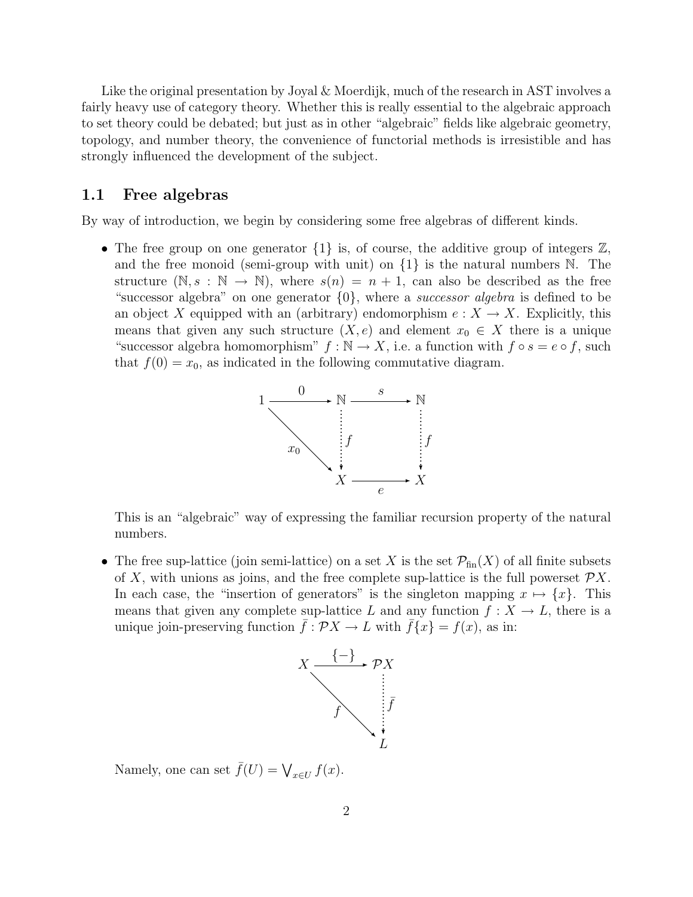Like the original presentation by Joyal & Moerdijk, much of the research in AST involves a fairly heavy use of category theory. Whether this is really essential to the algebraic approach to set theory could be debated; but just as in other "algebraic" fields like algebraic geometry, topology, and number theory, the convenience of functorial methods is irresistible and has strongly influenced the development of the subject.

## 1.1 Free algebras

By way of introduction, we begin by considering some free algebras of different kinds.

- The free group on one generator $\{1\}$ is, of course, the additive group of integers $\mathbb{Z}$, and the free monoid (semi-group with unit) on $\{1\}$ is the natural numbers $\mathbb{N}$. The structure $(\mathbb{N}, s : \mathbb{N} \to \mathbb{N})$, where $s(n) = n + 1$, can also be described as the free "successor algebra" on one generator $\{0\}$, where a *successor algebra* is defined to be an object $X$ equipped with an (arbitrary) endomorphism $e : X \to X$. Explicitly, this means that given any such structure $(X, e)$ and element $x_0 \in X$ there is a unique "successor algebra homomorphism" $f : \mathbb{N} \to X$, i.e. a function with $f \circ s = e \circ f$, such that $f(0) = x_0$, as indicated in the following commutative diagram.

$$
\begin{array}{ccccc}
1 & \xrightarrow{\;0\;} & \mathbb{N} & \xrightarrow{\;s\;} & \mathbb{N} \\
& \searrow^{x_0} & \vdots f & & \vdots f \\
& & X & \xrightarrow[\;e\;]{} & X
\end{array}
$$

  This is an "algebraic" way of expressing the familiar recursion property of the natural numbers.

- The free sup-lattice (join semi-lattice) on a set $X$ is the set $\mathcal{P}_{\text{fin}}(X)$ of all finite subsets of $X$, with unions as joins, and the free complete sup-lattice is the full powerset $\mathcal{P}X$. In each case, the "insertion of generators" is the singleton mapping $x \mapsto \{x\}$. This means that given any complete sup-lattice $L$ and any function $f : X \to L$, there is a unique join-preserving function $\bar{f} : \mathcal{P}X \to L$ with $\bar{f}\{x\} = f(x)$, as in:

$$
\begin{array}{ccc}
X & \xrightarrow{\;\{-\}\;} & \mathcal{P}X \\
& \searrow_{f} & \vdots \bar{f} \\
& & L
\end{array}
$$

  Namely, one can set $\bar{f}(U) = \bigvee_{x \in U} f(x)$.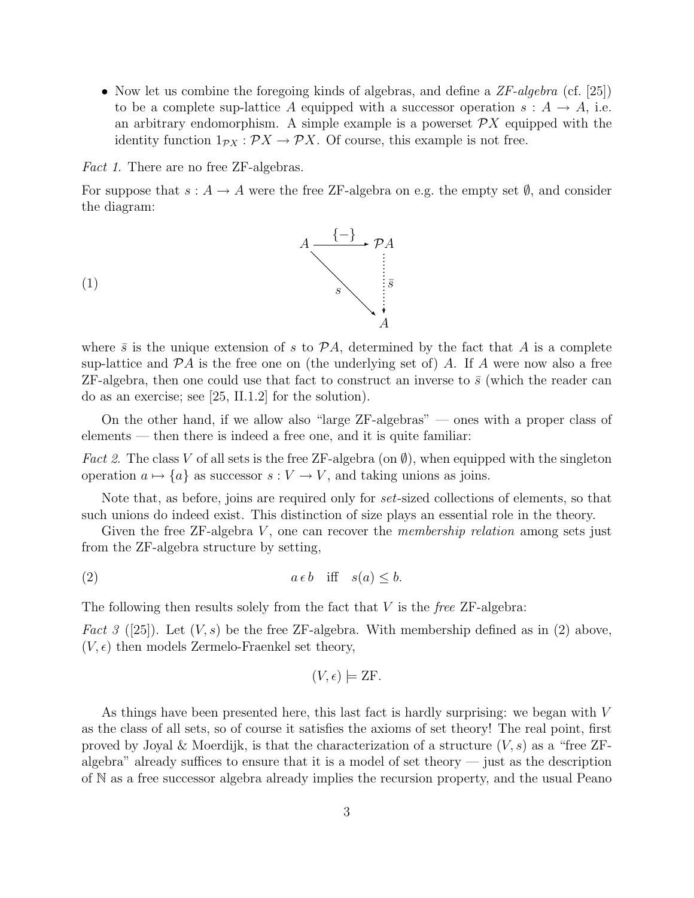- Now let us combine the foregoing kinds of algebras, and define a *ZF-algebra* (cf. [25]) to be a complete sup-lattice $A$ equipped with a successor operation $s : A \to A$, i.e. an arbitrary endomorphism. A simple example is a powerset $\mathcal{P}X$ equipped with the identity function $1_{\mathcal{P}X} : \mathcal{P}X \to \mathcal{P}X$. Of course, this example is not free.

*Fact 1.* There are no free ZF-algebras.

For suppose that $s : A \to A$ were the free ZF-algebra on e.g. the empty set $\emptyset$, and consider the diagram:

$$
(1) \qquad
\begin{array}{ccc}
A & \xrightarrow{\{-\}} & \mathcal{P}A \\
& \searrow^{s} & \vdots \, \bar{s} \\
& & A
\end{array}
$$

where $\bar{s}$ is the unique extension of $s$ to $\mathcal{P}A$, determined by the fact that $A$ is a complete sup-lattice and $\mathcal{P}A$ is the free one on (the underlying set of) $A$. If $A$ were now also a free ZF-algebra, then one could use that fact to construct an inverse to $\bar{s}$ (which the reader can do as an exercise; see [25, II.1.2] for the solution).

On the other hand, if we allow also "large ZF-algebras" — ones with a proper class of elements — then there is indeed a free one, and it is quite familiar:

*Fact 2.* The class $V$ of all sets is the free ZF-algebra (on $\emptyset$), when equipped with the singleton operation $a \mapsto \{a\}$ as successor $s : V \to V$, and taking unions as joins.

Note that, as before, joins are required only for *set*-sized collections of elements, so that such unions do indeed exist. This distinction of size plays an essential role in the theory.

Given the free ZF-algebra $V$, one can recover the *membership relation* among sets just from the ZF-algebra structure by setting,

$$
(2) \qquad a \,\epsilon\, b \quad \text{iff} \quad s(a) \leq b.
$$

The following then results solely from the fact that $V$ is the *free* ZF-algebra:

*Fact 3* ([25]). Let $(V, s)$ be the free ZF-algebra. With membership defined as in (2) above, $(V, \epsilon)$ then models Zermelo-Fraenkel set theory,

$$
(V, \epsilon) \models \mathrm{ZF}.
$$

As things have been presented here, this last fact is hardly surprising: we began with $V$ as the class of all sets, so of course it satisfies the axioms of set theory! The real point, first proved by Joyal & Moerdijk, is that the characterization of a structure $(V, s)$ as a "free ZF-algebra" already suffices to ensure that it is a model of set theory — just as the description of $\mathbb{N}$ as a free successor algebra already implies the recursion property, and the usual Peano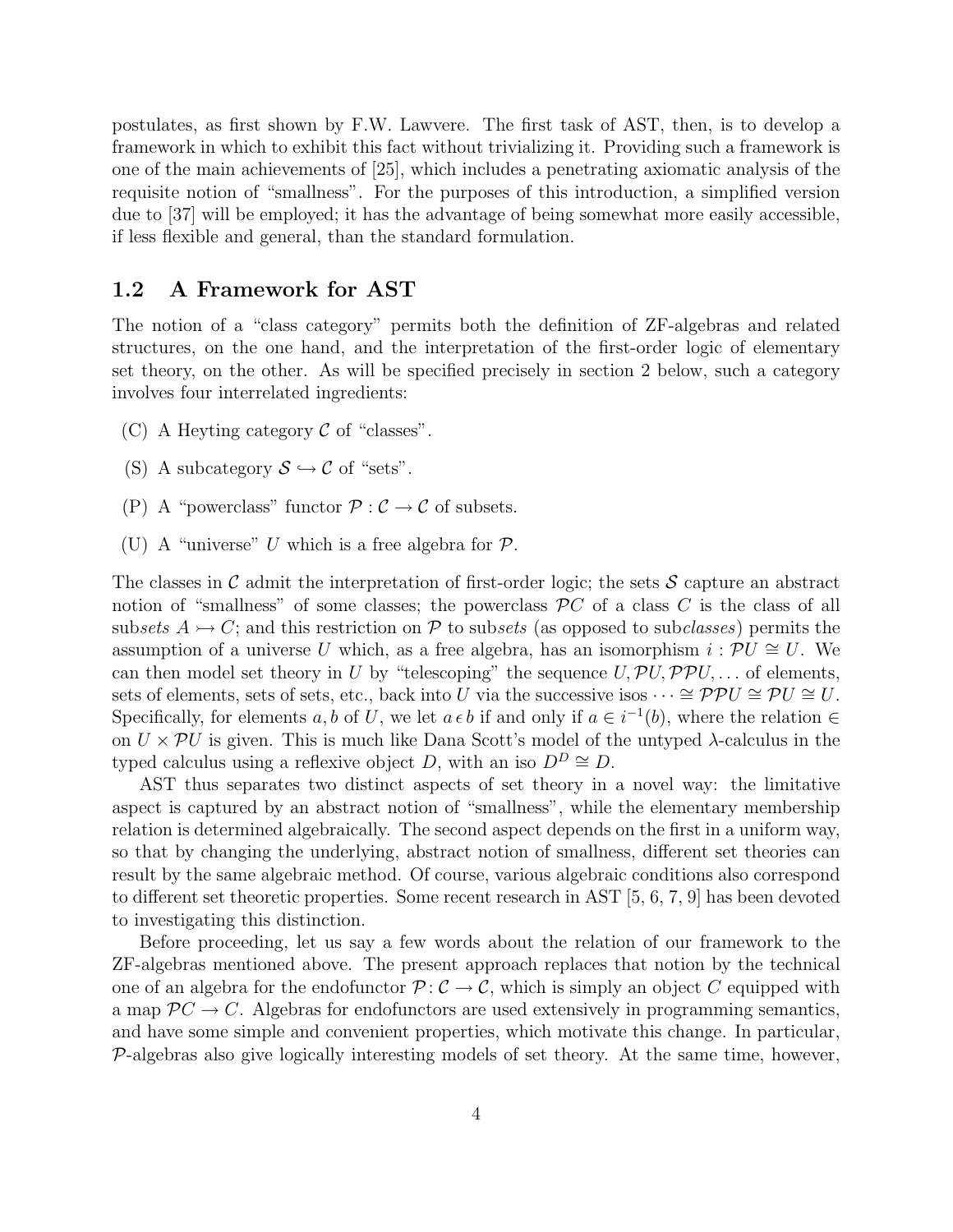postulates, as first shown by F.W. Lawvere. The first task of AST, then, is to develop a framework in which to exhibit this fact without trivializing it. Providing such a framework is one of the main achievements of [25], which includes a penetrating axiomatic analysis of the requisite notion of "smallness". For the purposes of this introduction, a simplified version due to [37] will be employed; it has the advantage of being somewhat more easily accessible, if less flexible and general, than the standard formulation.

## 1.2 A Framework for AST

The notion of a "class category" permits both the definition of ZF-algebras and related structures, on the one hand, and the interpretation of the first-order logic of elementary set theory, on the other. As will be specified precisely in section 2 below, such a category involves four interrelated ingredients:

(C) A Heyting category $\mathcal{C}$ of "classes".

(S) A subcategory $\mathcal{S} \hookrightarrow \mathcal{C}$ of "sets".

(P) A "powerclass" functor $\mathcal{P} : \mathcal{C} \to \mathcal{C}$ of subsets.

(U) A "universe" $U$ which is a free algebra for $\mathcal{P}$.

The classes in $\mathcal{C}$ admit the interpretation of first-order logic; the sets $\mathcal{S}$ capture an abstract notion of "smallness" of some classes; the powerclass $\mathcal{P}C$ of a class $C$ is the class of all sub*sets* $A \rightarrowtail C$; and this restriction on $\mathcal{P}$ to sub*sets* (as opposed to sub*classes*) permits the assumption of a universe $U$ which, as a free algebra, has an isomorphism $i : \mathcal{P}U \cong U$. We can then model set theory in $U$ by "telescoping" the sequence $U, \mathcal{P}U, \mathcal{P}\mathcal{P}U, \ldots$ of elements, sets of elements, sets of sets, etc., back into $U$ via the successive isos $\cdots \cong \mathcal{P}\mathcal{P}U \cong \mathcal{P}U \cong U$. Specifically, for elements $a, b$ of $U$, we let $a \,\epsilon\, b$ if and only if $a \in i^{-1}(b)$, where the relation $\in$ on $U \times \mathcal{P}U$ is given. This is much like Dana Scott's model of the untyped $\lambda$-calculus in the typed calculus using a reflexive object $D$, with an iso $D^D \cong D$.

AST thus separates two distinct aspects of set theory in a novel way: the limitative aspect is captured by an abstract notion of "smallness", while the elementary membership relation is determined algebraically. The second aspect depends on the first in a uniform way, so that by changing the underlying, abstract notion of smallness, different set theories can result by the same algebraic method. Of course, various algebraic conditions also correspond to different set theoretic properties. Some recent research in AST [5, 6, 7, 9] has been devoted to investigating this distinction.

Before proceeding, let us say a few words about the relation of our framework to the ZF-algebras mentioned above. The present approach replaces that notion by the technical one of an algebra for the endofunctor $\mathcal{P} : \mathcal{C} \to \mathcal{C}$, which is simply an object $C$ equipped with a map $\mathcal{P}C \to C$. Algebras for endofunctors are used extensively in programming semantics, and have some simple and convenient properties, which motivate this change. In particular, $\mathcal{P}$-algebras also give logically interesting models of set theory. At the same time, however,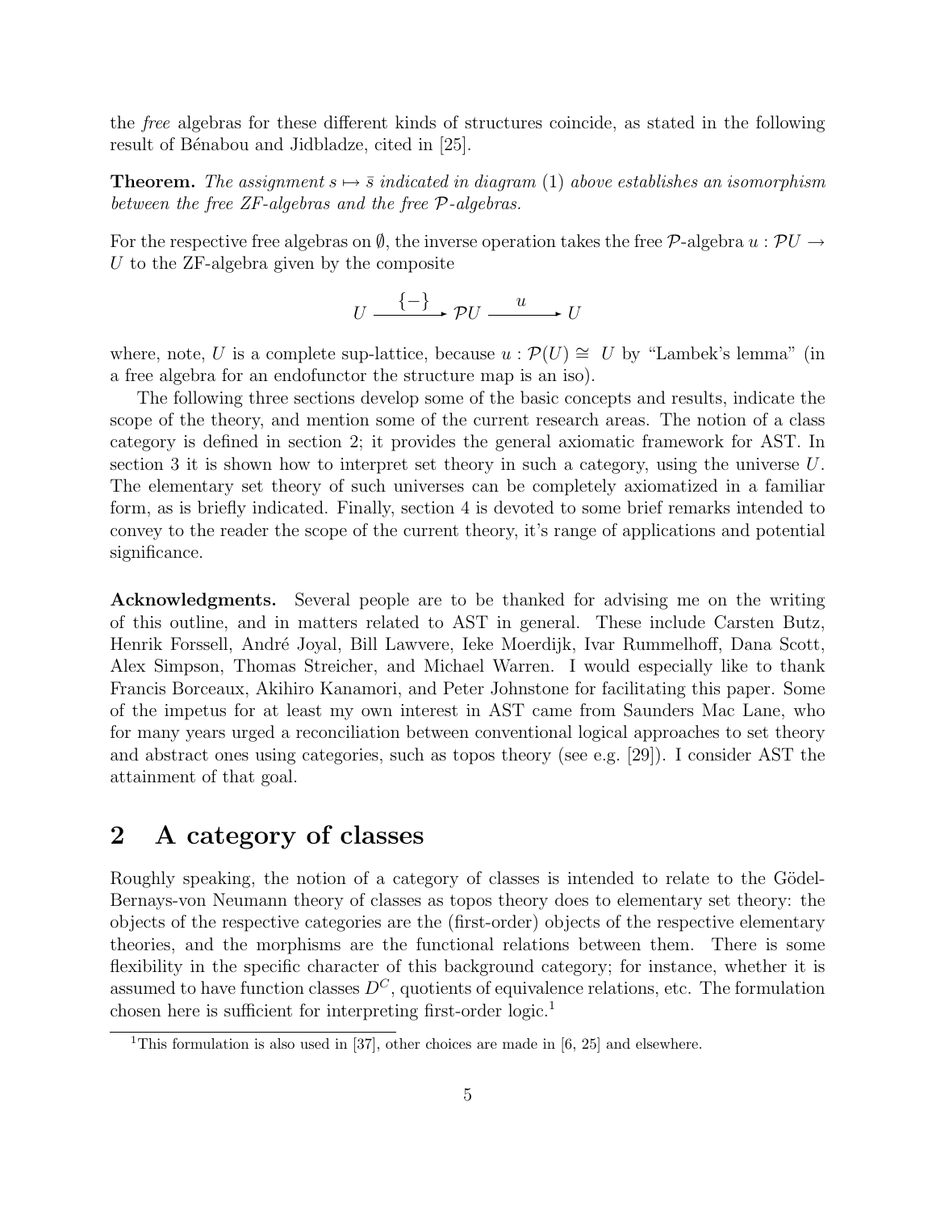the *free* algebras for these different kinds of structures coincide, as stated in the following result of Bénabou and Jidbladze, cited in [25].

**Theorem.** *The assignment $s \mapsto \bar{s}$ indicated in diagram* (1) *above establishes an isomorphism between the free ZF-algebras and the free $\mathcal{P}$-algebras.*

For the respective free algebras on $\emptyset$, the inverse operation takes the free $\mathcal{P}$-algebra $u : \mathcal{P}U \to U$ to the ZF-algebra given by the composite

$$U \xrightarrow{\{-\}} \mathcal{P}U \xrightarrow{u} U$$

where, note, $U$ is a complete sup-lattice, because $u : \mathcal{P}(U) \cong U$ by "Lambek's lemma" (in a free algebra for an endofunctor the structure map is an iso).

The following three sections develop some of the basic concepts and results, indicate the scope of the theory, and mention some of the current research areas. The notion of a class category is defined in section 2; it provides the general axiomatic framework for AST. In section 3 it is shown how to interpret set theory in such a category, using the universe $U$. The elementary set theory of such universes can be completely axiomatized in a familiar form, as is briefly indicated. Finally, section 4 is devoted to some brief remarks intended to convey to the reader the scope of the current theory, it's range of applications and potential significance.

**Acknowledgments.** Several people are to be thanked for advising me on the writing of this outline, and in matters related to AST in general. These include Carsten Butz, Henrik Forssell, André Joyal, Bill Lawvere, Ieke Moerdijk, Ivar Rummelhoff, Dana Scott, Alex Simpson, Thomas Streicher, and Michael Warren. I would especially like to thank Francis Borceaux, Akihiro Kanamori, and Peter Johnstone for facilitating this paper. Some of the impetus for at least my own interest in AST came from Saunders Mac Lane, who for many years urged a reconciliation between conventional logical approaches to set theory and abstract ones using categories, such as topos theory (see e.g. [29]). I consider AST the attainment of that goal.

## 2 A category of classes

Roughly speaking, the notion of a category of classes is intended to relate to the Gödel-Bernays-von Neumann theory of classes as topos theory does to elementary set theory: the objects of the respective categories are the (first-order) objects of the respective elementary theories, and the morphisms are the functional relations between them. There is some flexibility in the specific character of this background category; for instance, whether it is assumed to have function classes $D^C$, quotients of equivalence relations, etc. The formulation chosen here is sufficient for interpreting first-order logic.[1]

[1] This formulation is also used in [37], other choices are made in [6, 25] and elsewhere.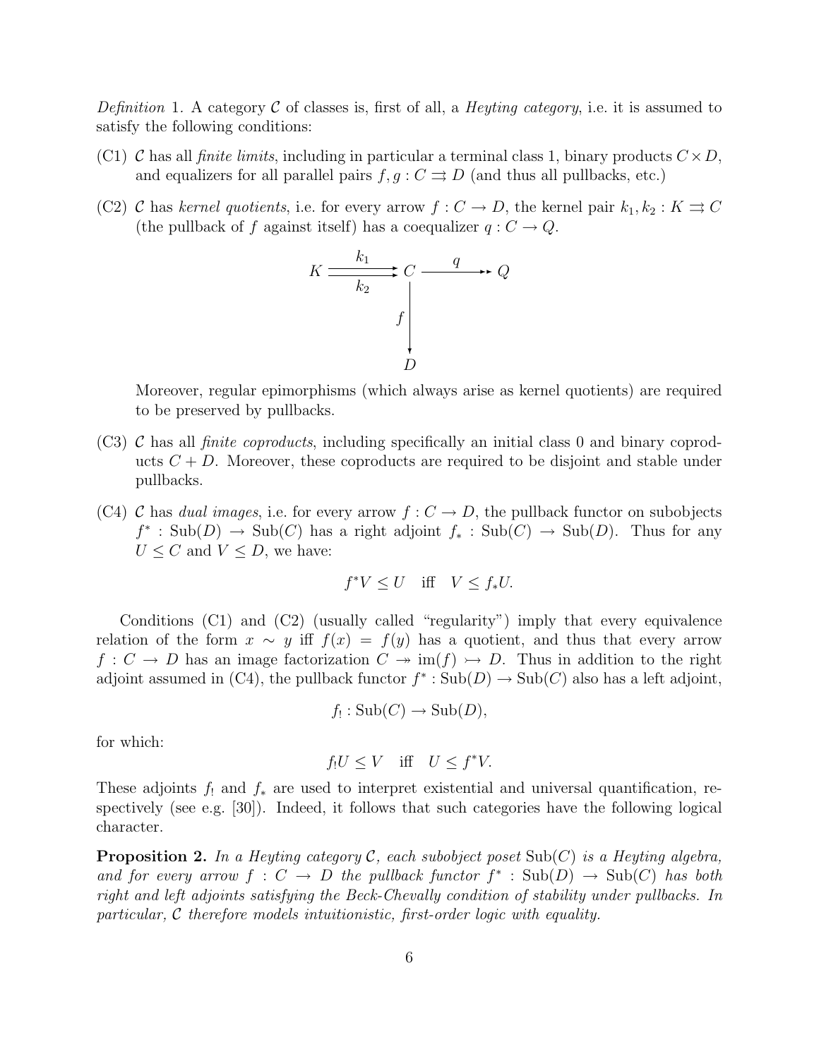*Definition* 1. A category $\mathcal{C}$ of classes is, first of all, a *Heyting category*, i.e. it is assumed to satisfy the following conditions:

(C1) $\mathcal{C}$ has all *finite limits*, including in particular a terminal class 1, binary products $C \times D$, and equalizers for all parallel pairs $f, g : C \rightrightarrows D$ (and thus all pullbacks, etc.)

(C2) $\mathcal{C}$ has *kernel quotients*, i.e. for every arrow $f : C \to D$, the kernel pair $k_1, k_2 : K \rightrightarrows C$ (the pullback of $f$ against itself) has a coequalizer $q : C \to Q$.

$$
\begin{array}{ccccc}
K & \overset{k_1}{\underset{k_2}{\rightrightarrows}} & C & \overset{q}{\twoheadrightarrow} & Q \\
 & & \big\downarrow{\scriptstyle f} & & \\
 & & D & &
\end{array}
$$

Moreover, regular epimorphisms (which always arise as kernel quotients) are required to be preserved by pullbacks.

(C3) $\mathcal{C}$ has all *finite coproducts*, including specifically an initial class 0 and binary coproducts $C + D$. Moreover, these coproducts are required to be disjoint and stable under pullbacks.

(C4) $\mathcal{C}$ has *dual images*, i.e. for every arrow $f : C \to D$, the pullback functor on subobjects $f^* : \mathrm{Sub}(D) \to \mathrm{Sub}(C)$ has a right adjoint $f_* : \mathrm{Sub}(C) \to \mathrm{Sub}(D)$. Thus for any $U \leq C$ and $V \leq D$, we have:

$$f^*V \leq U \quad \text{iff} \quad V \leq f_*U.$$

Conditions (C1) and (C2) (usually called "regularity") imply that every equivalence relation of the form $x \sim y$ iff $f(x) = f(y)$ has a quotient, and thus that every arrow $f : C \to D$ has an image factorization $C \twoheadrightarrow \mathrm{im}(f) \rightarrowtail D$. Thus in addition to the right adjoint assumed in (C4), the pullback functor $f^* : \mathrm{Sub}(D) \to \mathrm{Sub}(C)$ also has a left adjoint,

$$f_! : \mathrm{Sub}(C) \to \mathrm{Sub}(D),$$

for which:

$$f_!U \leq V \quad \text{iff} \quad U \leq f^*V.$$

These adjoints $f_!$ and $f_*$ are used to interpret existential and universal quantification, respectively (see e.g. [30]). Indeed, it follows that such categories have the following logical character.

**Proposition 2.** *In a Heyting category $\mathcal{C}$, each subobject poset $\mathrm{Sub}(C)$ is a Heyting algebra, and for every arrow $f : C \to D$ the pullback functor $f^* : \mathrm{Sub}(D) \to \mathrm{Sub}(C)$ has both right and left adjoints satisfying the Beck-Chevally condition of stability under pullbacks. In particular, $\mathcal{C}$ therefore models intuitionistic, first-order logic with equality.*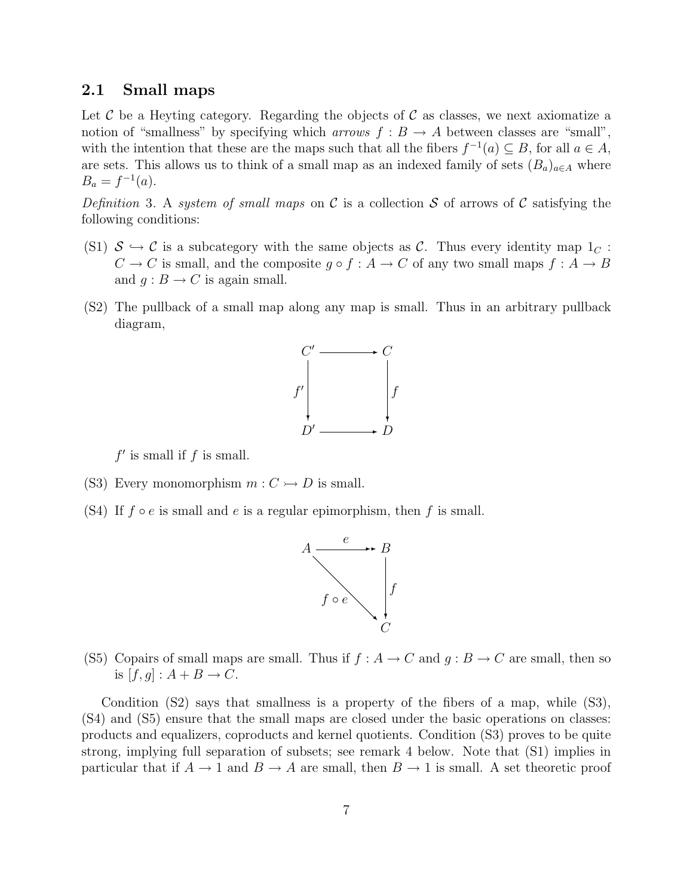### 2.1 Small maps

Let $\mathcal{C}$ be a Heyting category. Regarding the objects of $\mathcal{C}$ as classes, we next axiomatize a notion of "smallness" by specifying which *arrows* $f : B \to A$ between classes are "small", with the intention that these are the maps such that all the fibers $f^{-1}(a) \subseteq B$, for all $a \in A$, are sets. This allows us to think of a small map as an indexed family of sets $(B_a)_{a \in A}$ where $B_a = f^{-1}(a)$.

*Definition* 3. A *system of small maps* on $\mathcal{C}$ is a collection $\mathcal{S}$ of arrows of $\mathcal{C}$ satisfying the following conditions:

(S1) $\mathcal{S} \hookrightarrow \mathcal{C}$ is a subcategory with the same objects as $\mathcal{C}$. Thus every identity map $1_C : C \to C$ is small, and the composite $g \circ f : A \to C$ of any two small maps $f : A \to B$ and $g : B \to C$ is again small.

(S2) The pullback of a small map along any map is small. Thus in an arbitrary pullback diagram,

$$\begin{array}{ccc} C' & \longrightarrow & C \\ {\scriptstyle f'}\downarrow & & \downarrow{\scriptstyle f} \\ D' & \longrightarrow & D \end{array}$$

$f'$ is small if $f$ is small.

(S3) Every monomorphism $m : C \rightarrowtail D$ is small.

(S4) If $f \circ e$ is small and $e$ is a regular epimorphism, then $f$ is small.

$$\begin{array}{ccc} A & \overset{e}{\twoheadrightarrow} & B \\ & {\scriptstyle f \circ e}\searrow & \downarrow{\scriptstyle f} \\ & & C \end{array}$$

(S5) Copairs of small maps are small. Thus if $f : A \to C$ and $g : B \to C$ are small, then so is $[f, g] : A + B \to C$.

Condition (S2) says that smallness is a property of the fibers of a map, while (S3), (S4) and (S5) ensure that the small maps are closed under the basic operations on classes: products and equalizers, coproducts and kernel quotients. Condition (S3) proves to be quite strong, implying full separation of subsets; see remark 4 below. Note that (S1) implies in particular that if $A \to 1$ and $B \to A$ are small, then $B \to 1$ is small. A set theoretic proof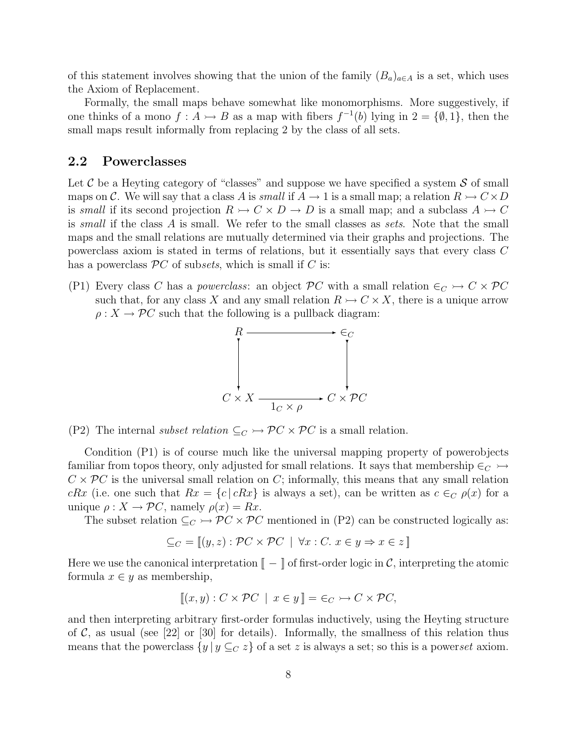of this statement involves showing that the union of the family $(B_a)_{a\in A}$ is a set, which uses the Axiom of Replacement.

Formally, the small maps behave somewhat like monomorphisms. More suggestively, if one thinks of a mono $f : A \rightarrowtail B$ as a map with fibers $f^{-1}(b)$ lying in $2 = \{\emptyset, 1\}$, then the small maps result informally from replacing 2 by the class of all sets.

## 2.2 Powerclasses

Let $\mathcal{C}$ be a Heyting category of "classes" and suppose we have specified a system $\mathcal{S}$ of small maps on $\mathcal{C}$. We will say that a class $A$ is *small* if $A \to 1$ is a small map; a relation $R \rightarrowtail C \times D$ is *small* if its second projection $R \rightarrowtail C \times D \to D$ is a small map; and a subclass $A \rightarrowtail C$ is *small* if the class $A$ is small. We refer to the small classes as *sets*. Note that the small maps and the small relations are mutually determined via their graphs and projections. The powerclass axiom is stated in terms of relations, but it essentially says that every class $C$ has a powerclass $\mathcal{P}C$ of sub*sets*, which is small if $C$ is:

(P1) Every class $C$ has a *powerclass*: an object $\mathcal{P}C$ with a small relation $\in_C \rightarrowtail C \times \mathcal{P}C$ such that, for any class $X$ and any small relation $R \rightarrowtail C \times X$, there is a unique arrow $\rho : X \to \mathcal{P}C$ such that the following is a pullback diagram:

$$\begin{array}{ccc} R & \longrightarrow & \in_C \\ \downarrow & & \downarrow \\ C \times X & \xrightarrow[1_C \times \rho]{} & C \times \mathcal{P}C \end{array}$$

(P2) The internal *subset relation* $\subseteq_C \rightarrowtail \mathcal{P}C \times \mathcal{P}C$ is a small relation.

Condition (P1) is of course much like the universal mapping property of powerobjects familiar from topos theory, only adjusted for small relations. It says that membership $\in_C \rightarrowtail C \times \mathcal{P}C$ is the universal small relation on $C$; informally, this means that any small relation $cRx$ (i.e. one such that $Rx = \{c \,|\, cRx\}$ is always a set), can be written as $c \in_C \rho(x)$ for a unique $\rho : X \to \mathcal{P}C$, namely $\rho(x) = Rx$.

The subset relation $\subseteq_C \rightarrowtail \mathcal{P}C \times \mathcal{P}C$ mentioned in (P2) can be constructed logically as:

$$\subseteq_C = [\![ (y, z) : \mathcal{P}C \times \mathcal{P}C \;\mid\; \forall x : C.\; x \in y \Rightarrow x \in z ]\!]$$

Here we use the canonical interpretation $[\![ - ]\!]$ of first-order logic in $\mathcal{C}$, interpreting the atomic formula $x \in y$ as membership,

$$[\![ (x, y) : C \times \mathcal{P}C \;\mid\; x \in y ]\!] = \in_C \rightarrowtail C \times \mathcal{P}C,$$

and then interpreting arbitrary first-order formulas inductively, using the Heyting structure of $\mathcal{C}$, as usual (see [22] or [30] for details). Informally, the smallness of this relation thus means that the powerclass $\{y \,|\, y \subseteq_C z\}$ of a set $z$ is always a set; so this is a power*set* axiom.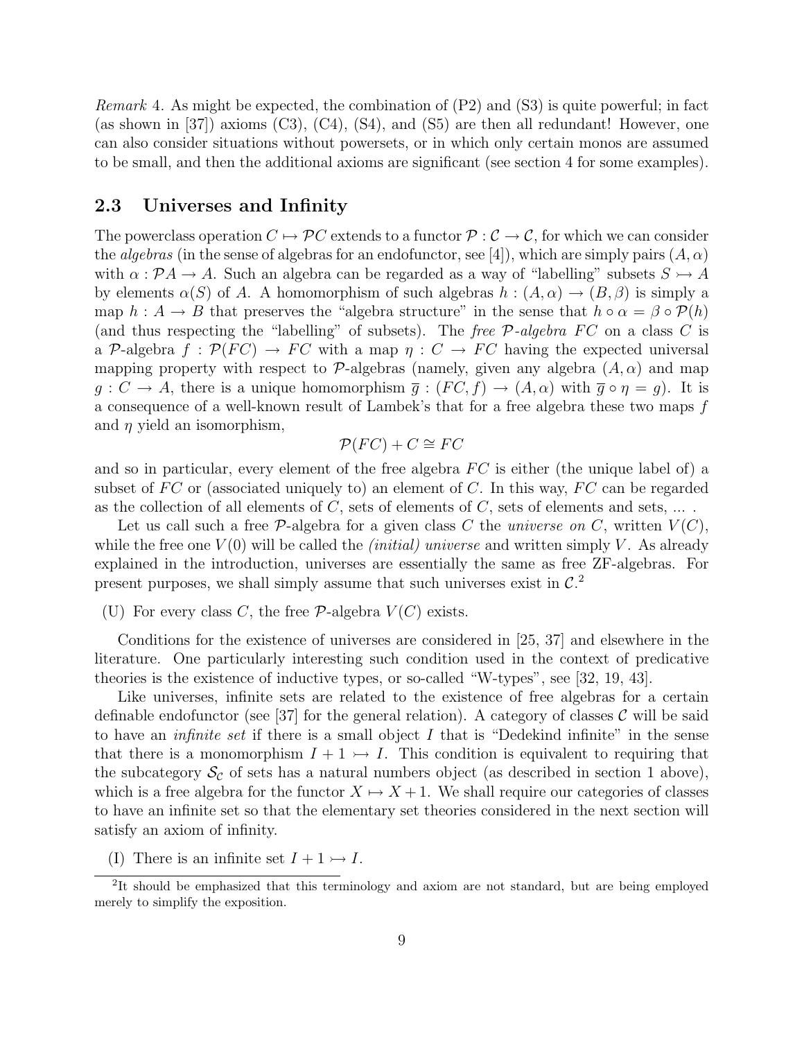*Remark* 4. As might be expected, the combination of (P2) and (S3) is quite powerful; in fact (as shown in [37]) axioms (C3), (C4), (S4), and (S5) are then all redundant! However, one can also consider situations without powersets, or in which only certain monos are assumed to be small, and then the additional axioms are significant (see section 4 for some examples).

## 2.3 Universes and Infinity

The powerclass operation $C \mapsto \mathcal{P}C$ extends to a functor $\mathcal{P} : \mathcal{C} \to \mathcal{C}$, for which we can consider the *algebras* (in the sense of algebras for an endofunctor, see [4]), which are simply pairs $(A, \alpha)$ with $\alpha : \mathcal{P}A \to A$. Such an algebra can be regarded as a way of "labelling" subsets $S \rightarrowtail A$ by elements $\alpha(S)$ of $A$. A homomorphism of such algebras $h : (A, \alpha) \to (B, \beta)$ is simply a map $h : A \to B$ that preserves the "algebra structure" in the sense that $h \circ \alpha = \beta \circ \mathcal{P}(h)$ (and thus respecting the "labelling" of subsets). The *free $\mathcal{P}$-algebra $FC$* on a class $C$ is a $\mathcal{P}$-algebra $f : \mathcal{P}(FC) \to FC$ with a map $\eta : C \to FC$ having the expected universal mapping property with respect to $\mathcal{P}$-algebras (namely, given any algebra $(A, \alpha)$ and map $g : C \to A$, there is a unique homomorphism $\overline{g} : (FC, f) \to (A, \alpha)$ with $\overline{g} \circ \eta = g$). It is a consequence of a well-known result of Lambek's that for a free algebra these two maps $f$ and $\eta$ yield an isomorphism,

$$\mathcal{P}(FC) + C \cong FC$$

and so in particular, every element of the free algebra $FC$ is either (the unique label of) a subset of $FC$ or (associated uniquely to) an element of $C$. In this way, $FC$ can be regarded as the collection of all elements of $C$, sets of elements of $C$, sets of elements and sets, ... .

Let us call such a free $\mathcal{P}$-algebra for a given class $C$ the *universe on $C$*, written $V(C)$, while the free one $V(0)$ will be called the *(initial) universe* and written simply $V$. As already explained in the introduction, universes are essentially the same as free ZF-algebras. For present purposes, we shall simply assume that such universes exist in $\mathcal{C}$.[2]

(U) For every class $C$, the free $\mathcal{P}$-algebra $V(C)$ exists.

Conditions for the existence of universes are considered in [25, 37] and elsewhere in the literature. One particularly interesting such condition used in the context of predicative theories is the existence of inductive types, or so-called "W-types", see [32, 19, 43].

Like universes, infinite sets are related to the existence of free algebras for a certain definable endofunctor (see [37] for the general relation). A category of classes $\mathcal{C}$ will be said to have an *infinite set* if there is a small object $I$ that is "Dedekind infinite" in the sense that there is a monomorphism $I + 1 \rightarrowtail I$. This condition is equivalent to requiring that the subcategory $\mathcal{S}_{\mathcal{C}}$ of sets has a natural numbers object (as described in section 1 above), which is a free algebra for the functor $X \mapsto X + 1$. We shall require our categories of classes to have an infinite set so that the elementary set theories considered in the next section will satisfy an axiom of infinity.

(I) There is an infinite set $I + 1 \rightarrowtail I$.

[2] It should be emphasized that this terminology and axiom are not standard, but are being employed merely to simplify the exposition.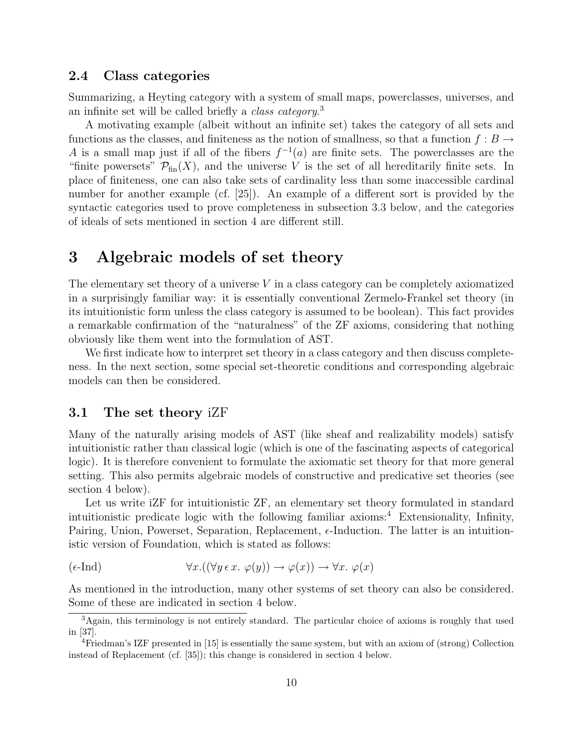### 2.4 Class categories

Summarizing, a Heyting category with a system of small maps, powerclasses, universes, and an infinite set will be called briefly a *class category*.[3]

A motivating example (albeit without an infinite set) takes the category of all sets and functions as the classes, and finiteness as the notion of smallness, so that a function $f : B \to A$ is a small map just if all of the fibers $f^{-1}(a)$ are finite sets. The powerclasses are the "finite powersets" $\mathcal{P}_{\text{fin}}(X)$, and the universe $V$ is the set of all hereditarily finite sets. In place of finiteness, one can also take sets of cardinality less than some inaccessible cardinal number for another example (cf. [25]). An example of a different sort is provided by the syntactic categories used to prove completeness in subsection 3.3 below, and the categories of ideals of sets mentioned in section 4 are different still.

## 3 Algebraic models of set theory

The elementary set theory of a universe $V$ in a class category can be completely axiomatized in a surprisingly familiar way: it is essentially conventional Zermelo-Frankel set theory (in its intuitionistic form unless the class category is assumed to be boolean). This fact provides a remarkable confirmation of the "naturalness" of the ZF axioms, considering that nothing obviously like them went into the formulation of AST.

We first indicate how to interpret set theory in a class category and then discuss completeness. In the next section, some special set-theoretic conditions and corresponding algebraic models can then be considered.

### 3.1 The set theory iZF

Many of the naturally arising models of AST (like sheaf and realizability models) satisfy intuitionistic rather than classical logic (which is one of the fascinating aspects of categorical logic). It is therefore convenient to formulate the axiomatic set theory for that more general setting. This also permits algebraic models of constructive and predicative set theories (see section 4 below).

Let us write iZF for intuitionistic ZF, an elementary set theory formulated in standard intuitionistic predicate logic with the following familiar axioms:[4] Extensionality, Infinity, Pairing, Union, Powerset, Separation, Replacement, $\epsilon$-Induction. The latter is an intuitionistic version of Foundation, which is stated as follows:

$$(\epsilon\text{-Ind}) \qquad \forall x.((\forall y \,\epsilon\, x.\ \varphi(y)) \to \varphi(x)) \to \forall x.\ \varphi(x)$$

As mentioned in the introduction, many other systems of set theory can also be considered. Some of these are indicated in section 4 below.

---

[3] Again, this terminology is not entirely standard. The particular choice of axioms is roughly that used in [37].

[4] Friedman's IZF presented in [15] is essentially the same system, but with an axiom of (strong) Collection instead of Replacement (cf. [35]); this change is considered in section 4 below.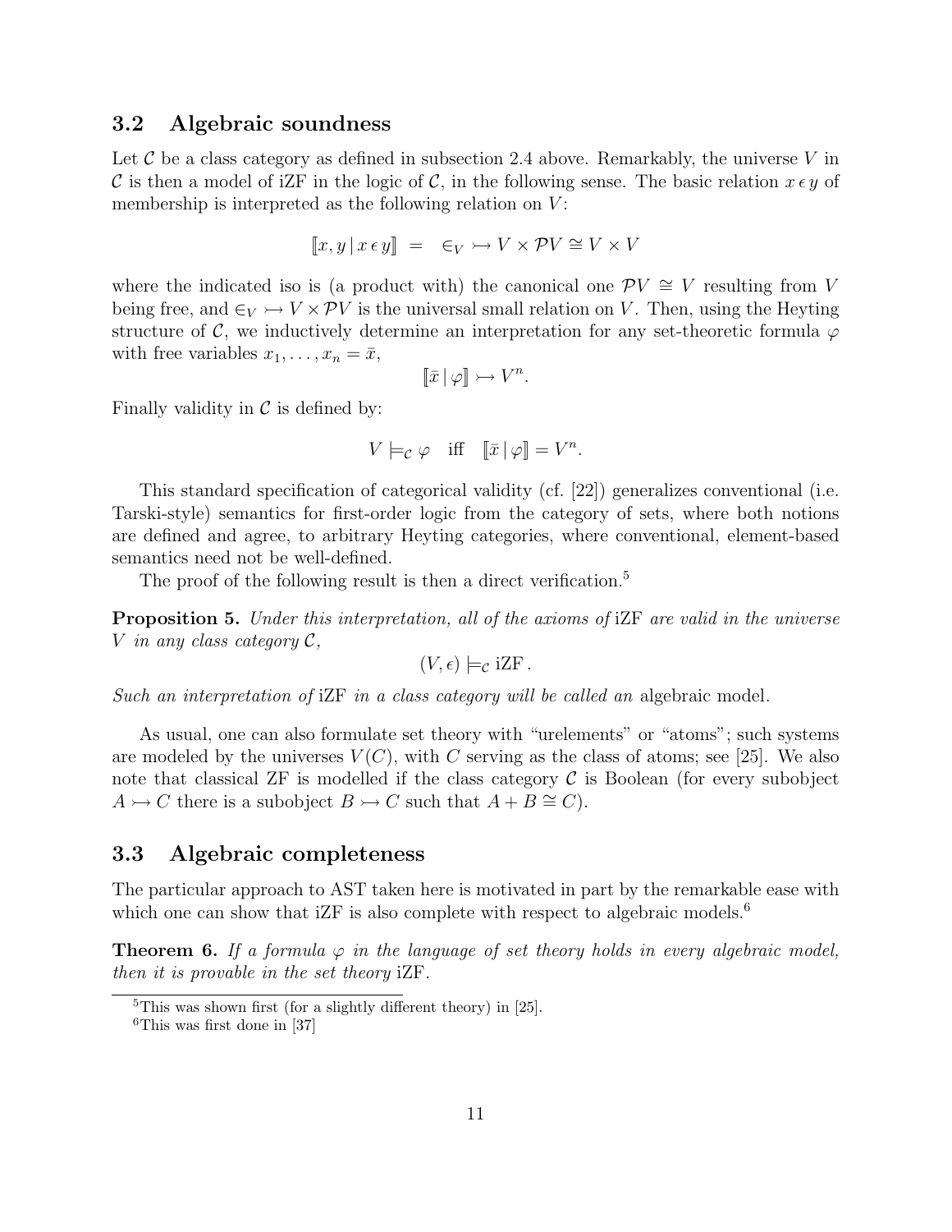### 3.2 Algebraic soundness

Let $\mathcal{C}$ be a class category as defined in subsection 2.4 above. Remarkably, the universe $V$ in $\mathcal{C}$ is then a model of iZF in the logic of $\mathcal{C}$, in the following sense. The basic relation $x \,\epsilon\, y$ of membership is interpreted as the following relation on $V$:

$$[\![x, y \mid x \,\epsilon\, y]\!] \;=\; \in_V \rightarrowtail V \times \mathcal{P}V \cong V \times V$$

where the indicated iso is (a product with) the canonical one $\mathcal{P}V \cong V$ resulting from $V$ being free, and $\in_V \rightarrowtail V \times \mathcal{P}V$ is the universal small relation on $V$. Then, using the Heyting structure of $\mathcal{C}$, we inductively determine an interpretation for any set-theoretic formula $\varphi$ with free variables $x_1, \ldots, x_n = \bar{x}$,

$$[\![\bar{x} \mid \varphi]\!] \rightarrowtail V^n.$$

Finally validity in $\mathcal{C}$ is defined by:

$$V \models_{\mathcal{C}} \varphi \quad \text{iff} \quad [\![\bar{x} \mid \varphi]\!] = V^n.$$

This standard specification of categorical validity (cf. [22]) generalizes conventional (i.e. Tarski-style) semantics for first-order logic from the category of sets, where both notions are defined and agree, to arbitrary Heyting categories, where conventional, element-based semantics need not be well-defined.

The proof of the following result is then a direct verification.[5]

**Proposition 5.** *Under this interpretation, all of the axioms of* iZF *are valid in the universe $V$ in any class category $\mathcal{C}$,*

$$(V, \epsilon) \models_{\mathcal{C}} \text{iZF}\,.$$

*Such an interpretation of* iZF *in a class category will be called an* algebraic model.

As usual, one can also formulate set theory with "urelements" or "atoms"; such systems are modeled by the universes $V(C)$, with $C$ serving as the class of atoms; see [25]. We also note that classical ZF is modelled if the class category $\mathcal{C}$ is Boolean (for every subobject $A \rightarrowtail C$ there is a subobject $B \rightarrowtail C$ such that $A + B \cong C$).

### 3.3 Algebraic completeness

The particular approach to AST taken here is motivated in part by the remarkable ease with which one can show that iZF is also complete with respect to algebraic models.[6]

**Theorem 6.** *If a formula $\varphi$ in the language of set theory holds in every algebraic model, then it is provable in the set theory* iZF.

[5] This was shown first (for a slightly different theory) in [25].

[6] This was first done in [37]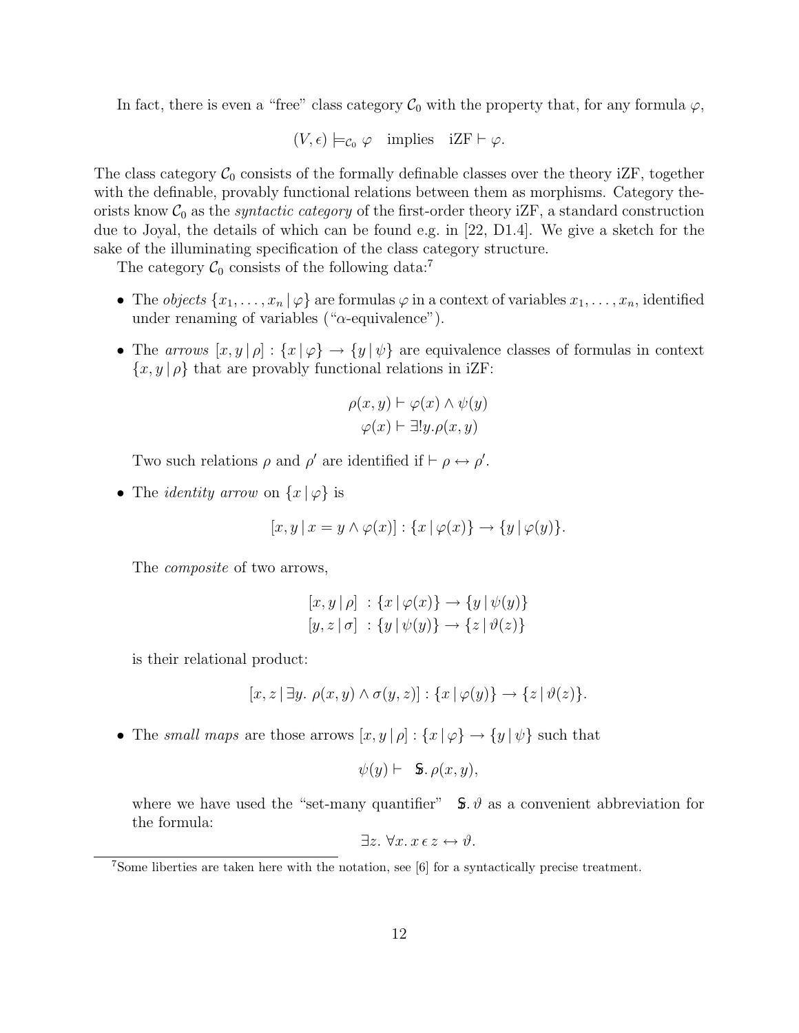In fact, there is even a "free" class category $\mathcal{C}_0$ with the property that, for any formula $\varphi$,

$$(V, \epsilon) \models_{\mathcal{C}_0} \varphi \quad \text{implies} \quad \text{iZF} \vdash \varphi.$$

The class category $\mathcal{C}_0$ consists of the formally definable classes over the theory iZF, together with the definable, provably functional relations between them as morphisms. Category theorists know $\mathcal{C}_0$ as the *syntactic category* of the first-order theory iZF, a standard construction due to Joyal, the details of which can be found e.g. in [22, D1.4]. We give a sketch for the sake of the illuminating specification of the class category structure.

The category $\mathcal{C}_0$ consists of the following data:[7]

- The *objects* $\{x_1, \ldots, x_n \mid \varphi\}$ are formulas $\varphi$ in a context of variables $x_1, \ldots, x_n$, identified under renaming of variables ("$\alpha$-equivalence").
- The *arrows* $[x, y \mid \rho] : \{x \mid \varphi\} \to \{y \mid \psi\}$ are equivalence classes of formulas in context $\{x, y \mid \rho\}$ that are provably functional relations in iZF:

  $$\rho(x, y) \vdash \varphi(x) \wedge \psi(y)$$
  $$\varphi(x) \vdash \exists! y. \rho(x, y)$$

  Two such relations $\rho$ and $\rho'$ are identified if $\vdash \rho \leftrightarrow \rho'$.

- The *identity arrow* on $\{x \mid \varphi\}$ is

  $$[x, y \mid x = y \wedge \varphi(x)] : \{x \mid \varphi(x)\} \to \{y \mid \varphi(y)\}.$$

  The *composite* of two arrows,

  $$[x, y \mid \rho] \ : \{x \mid \varphi(x)\} \to \{y \mid \psi(y)\}$$
  $$[y, z \mid \sigma] \ : \{y \mid \psi(y)\} \to \{z \mid \vartheta(z)\}$$

  is their relational product:

  $$[x, z \mid \exists y.\ \rho(x, y) \wedge \sigma(y, z)] : \{x \mid \varphi(y)\} \to \{z \mid \vartheta(z)\}.$$

- The *small maps* are those arrows $[x, y \mid \rho] : \{x \mid \varphi\} \to \{y \mid \psi\}$ such that

  $$\psi(y) \vdash \ \mathfrak{S}. \rho(x, y),$$

  where we have used the "set-many quantifier" $\mathfrak{S}. \vartheta$ as a convenient abbreviation for the formula:

  $$\exists z.\ \forall x.\, x \,\epsilon\, z \leftrightarrow \vartheta.$$

[7] Some liberties are taken here with the notation, see [6] for a syntactically precise treatment.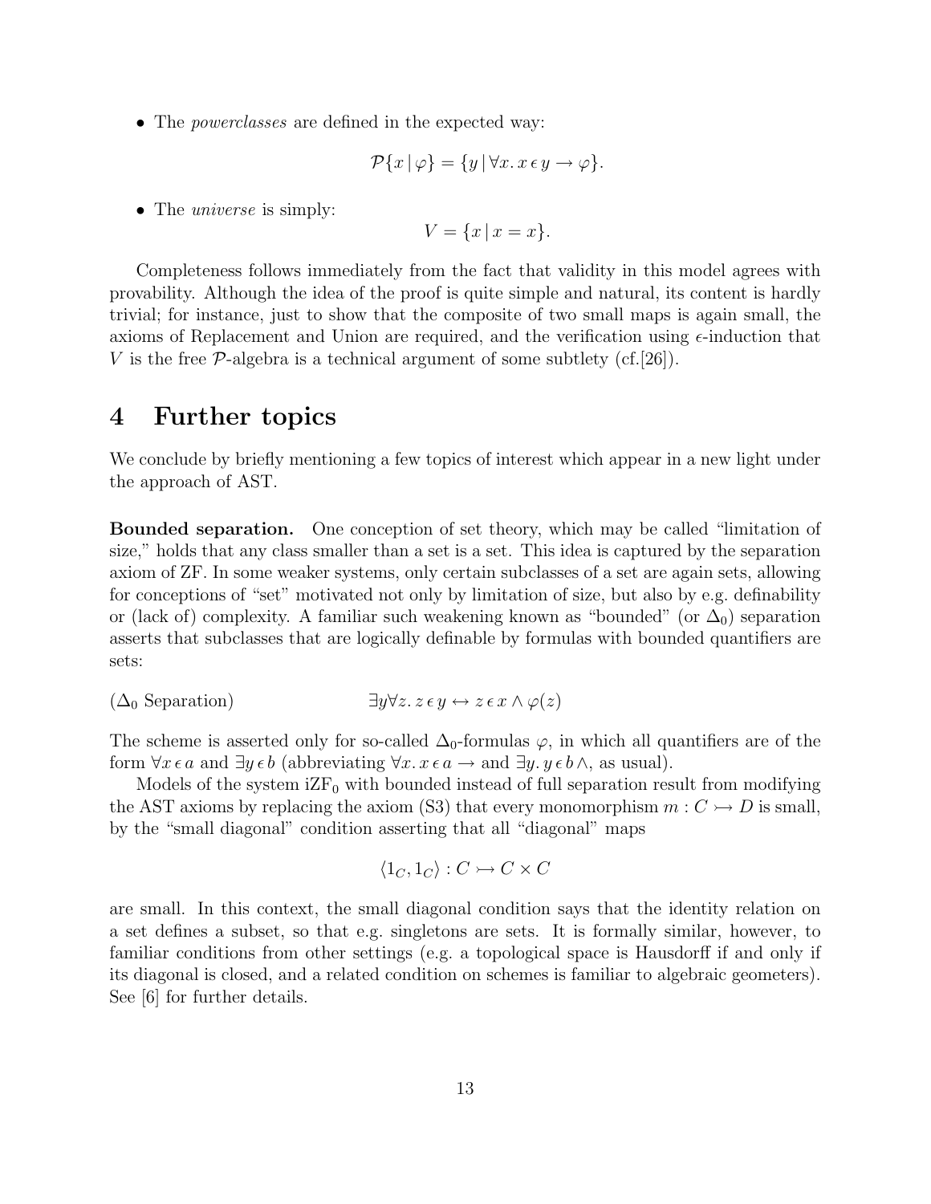- The *powerclasses* are defined in the expected way:

$$\mathcal{P}\{x \mid \varphi\} = \{y \mid \forall x.\, x \,\epsilon\, y \rightarrow \varphi\}.$$

- The *universe* is simply:

$$V = \{x \mid x = x\}.$$

Completeness follows immediately from the fact that validity in this model agrees with provability. Although the idea of the proof is quite simple and natural, its content is hardly trivial; for instance, just to show that the composite of two small maps is again small, the axioms of Replacement and Union are required, and the verification using $\epsilon$-induction that $V$ is the free $\mathcal{P}$-algebra is a technical argument of some subtlety (cf.[26]).

# 4 Further topics

We conclude by briefly mentioning a few topics of interest which appear in a new light under the approach of AST.

**Bounded separation.** One conception of set theory, which may be called "limitation of size," holds that any class smaller than a set is a set. This idea is captured by the separation axiom of ZF. In some weaker systems, only certain subclasses of a set are again sets, allowing for conceptions of "set" motivated not only by limitation of size, but also by e.g. definability or (lack of) complexity. A familiar such weakening known as "bounded" (or $\Delta_0$) separation asserts that subclasses that are logically definable by formulas with bounded quantifiers are sets:

($\Delta_0$ Separation) $$\exists y \forall z.\, z \,\epsilon\, y \leftrightarrow z \,\epsilon\, x \wedge \varphi(z)$$

The scheme is asserted only for so-called $\Delta_0$-formulas $\varphi$, in which all quantifiers are of the form $\forall x \,\epsilon\, a$ and $\exists y \,\epsilon\, b$ (abbreviating $\forall x.\, x \,\epsilon\, a \rightarrow$ and $\exists y.\, y \,\epsilon\, b \wedge$, as usual).

Models of the system $\mathrm{iZF}_0$ with bounded instead of full separation result from modifying the AST axioms by replacing the axiom (S3) that every monomorphism $m : C \rightarrowtail D$ is small, by the "small diagonal" condition asserting that all "diagonal" maps

$$\langle 1_C, 1_C \rangle : C \rightarrowtail C \times C$$

are small. In this context, the small diagonal condition says that the identity relation on a set defines a subset, so that e.g. singletons are sets. It is formally similar, however, to familiar conditions from other settings (e.g. a topological space is Hausdorff if and only if its diagonal is closed, and a related condition on schemes is familiar to algebraic geometers). See [6] for further details.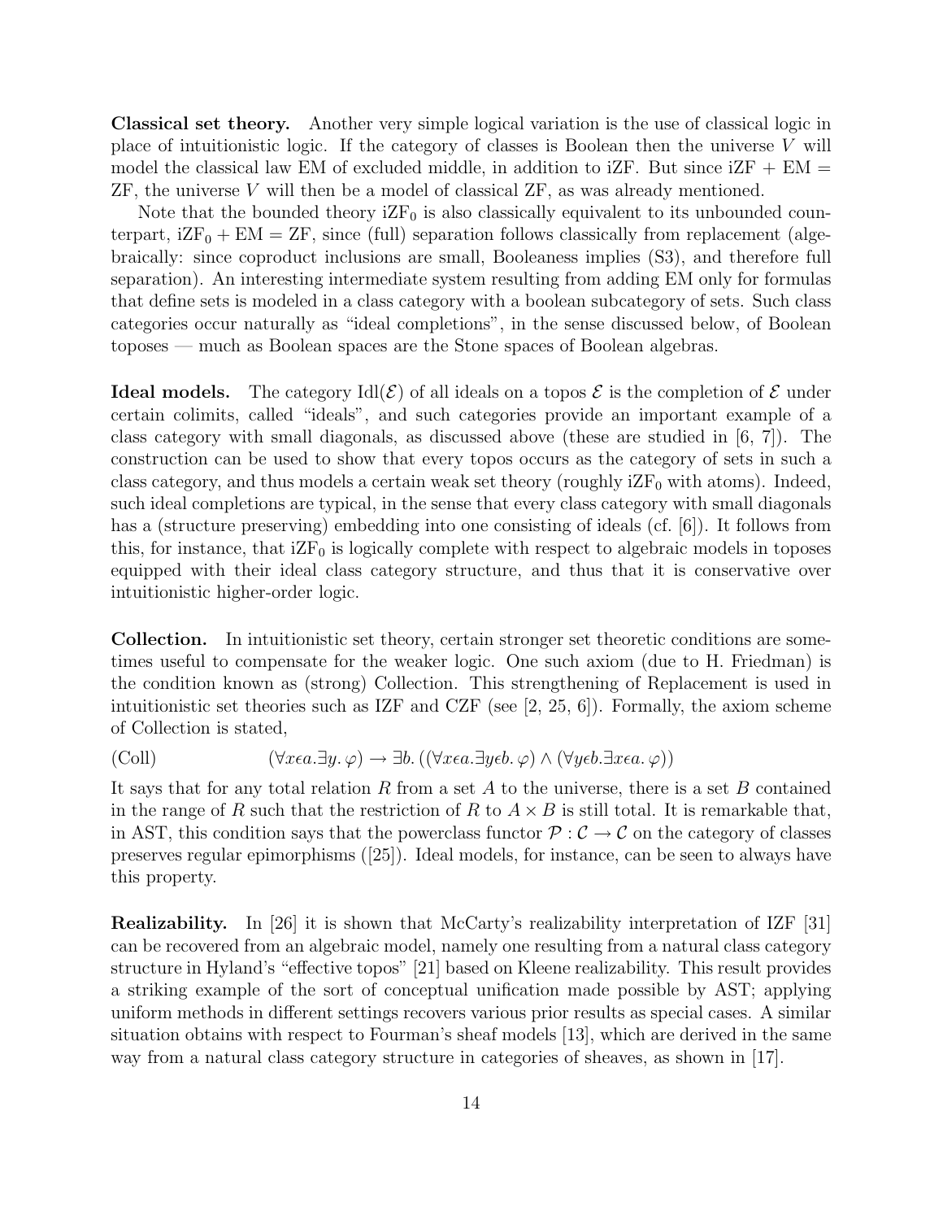**Classical set theory.** Another very simple logical variation is the use of classical logic in place of intuitionistic logic. If the category of classes is Boolean then the universe $V$ will model the classical law EM of excluded middle, in addition to iZF. But since iZF + EM = ZF, the universe $V$ will then be a model of classical ZF, as was already mentioned.

Note that the bounded theory $\mathrm{iZF}_0$ is also classically equivalent to its unbounded counterpart, $\mathrm{iZF}_0 + \mathrm{EM} = \mathrm{ZF}$, since (full) separation follows classically from replacement (algebraically: since coproduct inclusions are small, Booleaness implies (S3), and therefore full separation). An interesting intermediate system resulting from adding EM only for formulas that define sets is modeled in a class category with a boolean subcategory of sets. Such class categories occur naturally as "ideal completions", in the sense discussed below, of Boolean toposes — much as Boolean spaces are the Stone spaces of Boolean algebras.

**Ideal models.** The category $\mathrm{Idl}(\mathcal{E})$ of all ideals on a topos $\mathcal{E}$ is the completion of $\mathcal{E}$ under certain colimits, called "ideals", and such categories provide an important example of a class category with small diagonals, as discussed above (these are studied in [6, 7]). The construction can be used to show that every topos occurs as the category of sets in such a class category, and thus models a certain weak set theory (roughly $\mathrm{iZF}_0$ with atoms). Indeed, such ideal completions are typical, in the sense that every class category with small diagonals has a (structure preserving) embedding into one consisting of ideals (cf. [6]). It follows from this, for instance, that $\mathrm{iZF}_0$ is logically complete with respect to algebraic models in toposes equipped with their ideal class category structure, and thus that it is conservative over intuitionistic higher-order logic.

**Collection.** In intuitionistic set theory, certain stronger set theoretic conditions are sometimes useful to compensate for the weaker logic. One such axiom (due to H. Friedman) is the condition known as (strong) Collection. This strengthening of Replacement is used in intuitionistic set theories such as IZF and CZF (see [2, 25, 6]). Formally, the axiom scheme of Collection is stated,

$$(\forall x \epsilon a. \exists y. \varphi) \rightarrow \exists b. ((\forall x \epsilon a. \exists y \epsilon b. \varphi) \wedge (\forall y \epsilon b. \exists x \epsilon a. \varphi)) \qquad \text{(Coll)}$$

It says that for any total relation $R$ from a set $A$ to the universe, there is a set $B$ contained in the range of $R$ such that the restriction of $R$ to $A \times B$ is still total. It is remarkable that, in AST, this condition says that the powerclass functor $\mathcal{P} : \mathcal{C} \rightarrow \mathcal{C}$ on the category of classes preserves regular epimorphisms ([25]). Ideal models, for instance, can be seen to always have this property.

**Realizability.** In [26] it is shown that McCarty's realizability interpretation of IZF [31] can be recovered from an algebraic model, namely one resulting from a natural class category structure in Hyland's "effective topos" [21] based on Kleene realizability. This result provides a striking example of the sort of conceptual unification made possible by AST; applying uniform methods in different settings recovers various prior results as special cases. A similar situation obtains with respect to Fourman's sheaf models [13], which are derived in the same way from a natural class category structure in categories of sheaves, as shown in [17].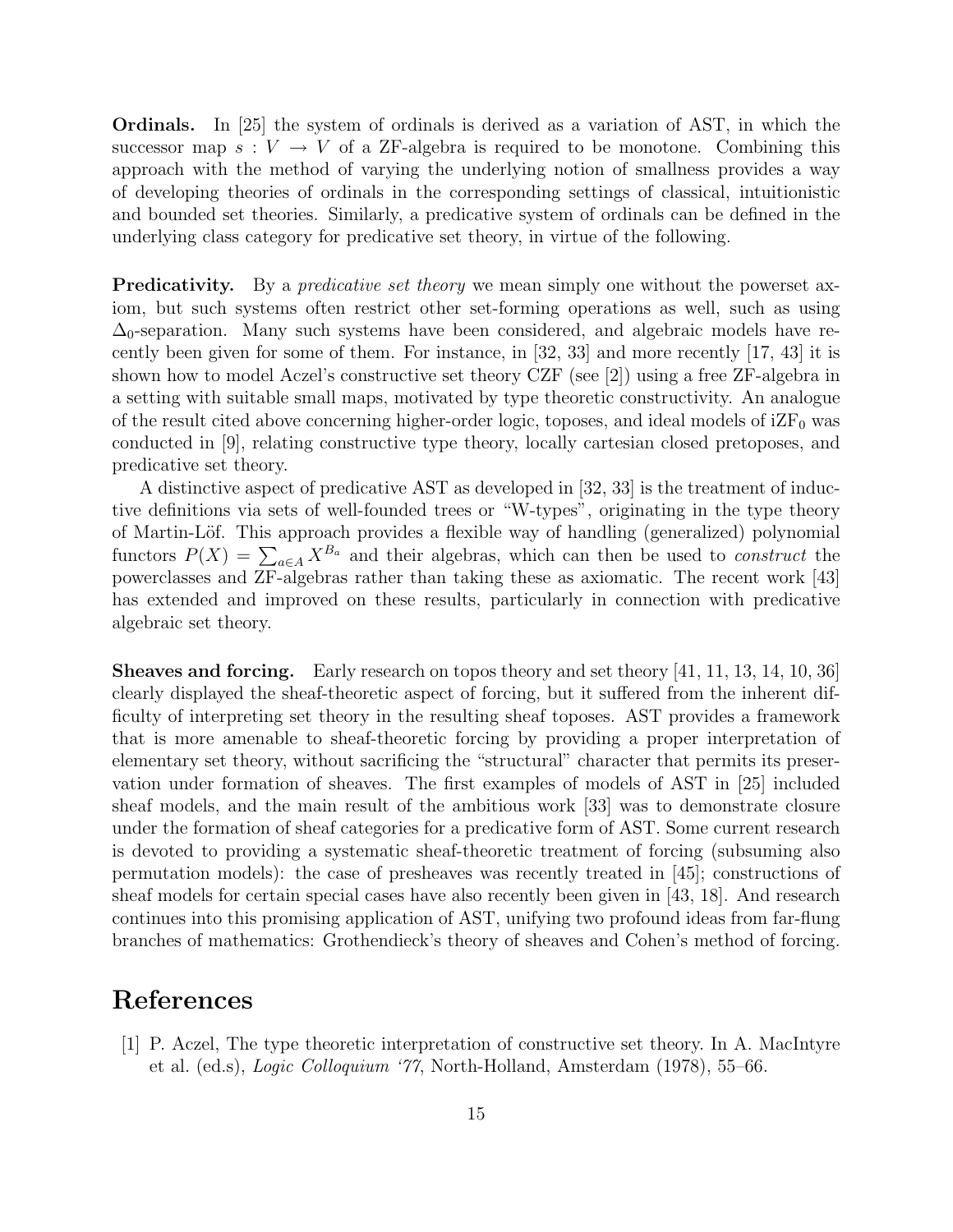**Ordinals.** In [25] the system of ordinals is derived as a variation of AST, in which the successor map $s : V \to V$ of a ZF-algebra is required to be monotone. Combining this approach with the method of varying the underlying notion of smallness provides a way of developing theories of ordinals in the corresponding settings of classical, intuitionistic and bounded set theories. Similarly, a predicative system of ordinals can be defined in the underlying class category for predicative set theory, in virtue of the following.

**Predicativity.** By a *predicative set theory* we mean simply one without the powerset axiom, but such systems often restrict other set-forming operations as well, such as using $\Delta_0$-separation. Many such systems have been considered, and algebraic models have recently been given for some of them. For instance, in [32, 33] and more recently [17, 43] it is shown how to model Aczel's constructive set theory CZF (see [2]) using a free ZF-algebra in a setting with suitable small maps, motivated by type theoretic constructivity. An analogue of the result cited above concerning higher-order logic, toposes, and ideal models of $\mathrm{iZF}_0$ was conducted in [9], relating constructive type theory, locally cartesian closed pretoposes, and predicative set theory.

A distinctive aspect of predicative AST as developed in [32, 33] is the treatment of inductive definitions via sets of well-founded trees or "W-types", originating in the type theory of Martin-Löf. This approach provides a flexible way of handling (generalized) polynomial functors $P(X) = \sum_{a \in A} X^{B_a}$ and their algebras, which can then be used to *construct* the powerclasses and ZF-algebras rather than taking these as axiomatic. The recent work [43] has extended and improved on these results, particularly in connection with predicative algebraic set theory.

**Sheaves and forcing.** Early research on topos theory and set theory [41, 11, 13, 14, 10, 36] clearly displayed the sheaf-theoretic aspect of forcing, but it suffered from the inherent difficulty of interpreting set theory in the resulting sheaf toposes. AST provides a framework that is more amenable to sheaf-theoretic forcing by providing a proper interpretation of elementary set theory, without sacrificing the "structural" character that permits its preservation under formation of sheaves. The first examples of models of AST in [25] included sheaf models, and the main result of the ambitious work [33] was to demonstrate closure under the formation of sheaf categories for a predicative form of AST. Some current research is devoted to providing a systematic sheaf-theoretic treatment of forcing (subsuming also permutation models): the case of presheaves was recently treated in [45]; constructions of sheaf models for certain special cases have also recently been given in [43, 18]. And research continues into this promising application of AST, unifying two profound ideas from far-flung branches of mathematics: Grothendieck's theory of sheaves and Cohen's method of forcing.

# References

[1] P. Aczel, The type theoretic interpretation of constructive set theory. In A. MacIntyre et al. (ed.s), *Logic Colloquium '77*, North-Holland, Amsterdam (1978), 55–66.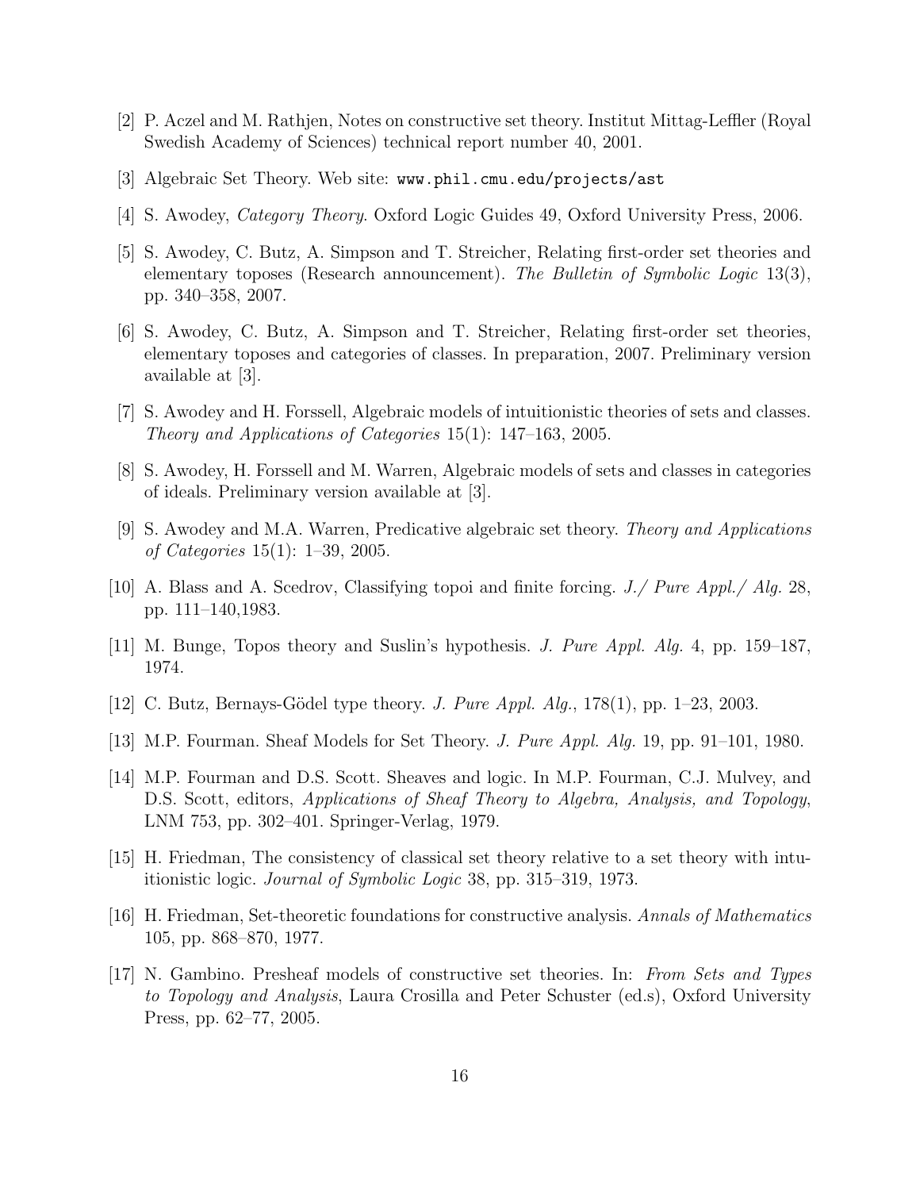[2] P. Aczel and M. Rathjen, Notes on constructive set theory. Institut Mittag-Leffler (Royal Swedish Academy of Sciences) technical report number 40, 2001.

[3] Algebraic Set Theory. Web site: `www.phil.cmu.edu/projects/ast`

[4] S. Awodey, *Category Theory*. Oxford Logic Guides 49, Oxford University Press, 2006.

[5] S. Awodey, C. Butz, A. Simpson and T. Streicher, Relating first-order set theories and elementary toposes (Research announcement). *The Bulletin of Symbolic Logic* 13(3), pp. 340–358, 2007.

[6] S. Awodey, C. Butz, A. Simpson and T. Streicher, Relating first-order set theories, elementary toposes and categories of classes. In preparation, 2007. Preliminary version available at [3].

[7] S. Awodey and H. Forssell, Algebraic models of intuitionistic theories of sets and classes. *Theory and Applications of Categories* 15(1): 147–163, 2005.

[8] S. Awodey, H. Forssell and M. Warren, Algebraic models of sets and classes in categories of ideals. Preliminary version available at [3].

[9] S. Awodey and M.A. Warren, Predicative algebraic set theory. *Theory and Applications of Categories* 15(1): 1–39, 2005.

[10] A. Blass and A. Scedrov, Classifying topoi and finite forcing. *J./ Pure Appl./ Alg.* 28, pp. 111–140,1983.

[11] M. Bunge, Topos theory and Suslin's hypothesis. *J. Pure Appl. Alg.* 4, pp. 159–187, 1974.

[12] C. Butz, Bernays-Gödel type theory. *J. Pure Appl. Alg.*, 178(1), pp. 1–23, 2003.

[13] M.P. Fourman. Sheaf Models for Set Theory. *J. Pure Appl. Alg.* 19, pp. 91–101, 1980.

[14] M.P. Fourman and D.S. Scott. Sheaves and logic. In M.P. Fourman, C.J. Mulvey, and D.S. Scott, editors, *Applications of Sheaf Theory to Algebra, Analysis, and Topology*, LNM 753, pp. 302–401. Springer-Verlag, 1979.

[15] H. Friedman, The consistency of classical set theory relative to a set theory with intuitionistic logic. *Journal of Symbolic Logic* 38, pp. 315–319, 1973.

[16] H. Friedman, Set-theoretic foundations for constructive analysis. *Annals of Mathematics* 105, pp. 868–870, 1977.

[17] N. Gambino. Presheaf models of constructive set theories. In: *From Sets and Types to Topology and Analysis*, Laura Crosilla and Peter Schuster (ed.s), Oxford University Press, pp. 62–77, 2005.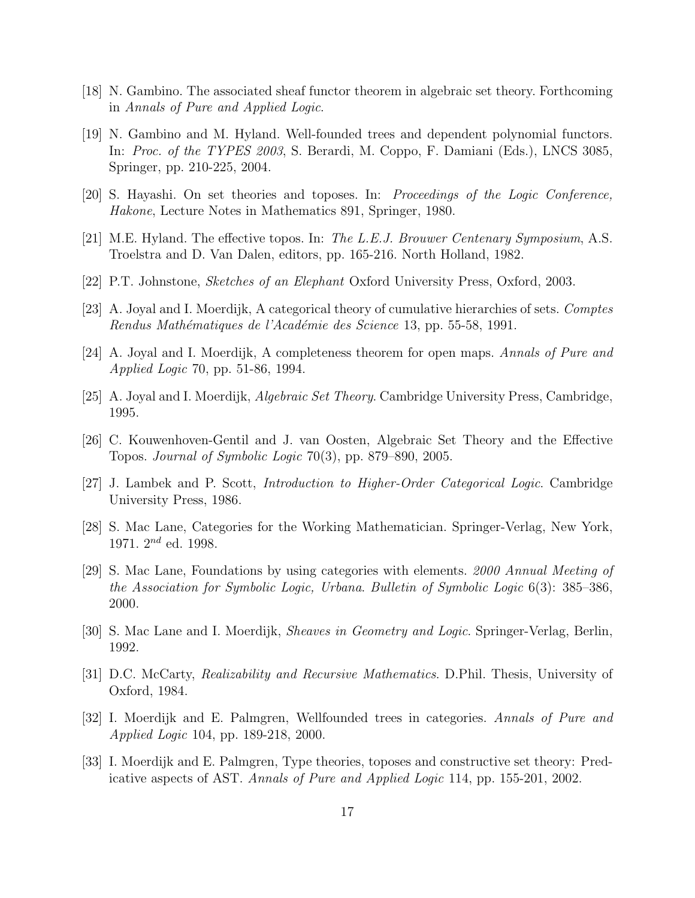[18] N. Gambino. The associated sheaf functor theorem in algebraic set theory. Forthcoming in *Annals of Pure and Applied Logic*.

[19] N. Gambino and M. Hyland. Well-founded trees and dependent polynomial functors. In: *Proc. of the TYPES 2003*, S. Berardi, M. Coppo, F. Damiani (Eds.), LNCS 3085, Springer, pp. 210-225, 2004.

[20] S. Hayashi. On set theories and toposes. In: *Proceedings of the Logic Conference, Hakone*, Lecture Notes in Mathematics 891, Springer, 1980.

[21] M.E. Hyland. The effective topos. In: *The L.E.J. Brouwer Centenary Symposium*, A.S. Troelstra and D. Van Dalen, editors, pp. 165-216. North Holland, 1982.

[22] P.T. Johnstone, *Sketches of an Elephant* Oxford University Press, Oxford, 2003.

[23] A. Joyal and I. Moerdijk, A categorical theory of cumulative hierarchies of sets. *Comptes Rendus Mathématiques de l'Académie des Science* 13, pp. 55-58, 1991.

[24] A. Joyal and I. Moerdijk, A completeness theorem for open maps. *Annals of Pure and Applied Logic* 70, pp. 51-86, 1994.

[25] A. Joyal and I. Moerdijk, *Algebraic Set Theory*. Cambridge University Press, Cambridge, 1995.

[26] C. Kouwenhoven-Gentil and J. van Oosten, Algebraic Set Theory and the Effective Topos. *Journal of Symbolic Logic* 70(3), pp. 879–890, 2005.

[27] J. Lambek and P. Scott, *Introduction to Higher-Order Categorical Logic*. Cambridge University Press, 1986.

[28] S. Mac Lane, Categories for the Working Mathematician. Springer-Verlag, New York, 1971. $2^{nd}$ ed. 1998.

[29] S. Mac Lane, Foundations by using categories with elements. *2000 Annual Meeting of the Association for Symbolic Logic, Urbana*. *Bulletin of Symbolic Logic* 6(3): 385–386, 2000.

[30] S. Mac Lane and I. Moerdijk, *Sheaves in Geometry and Logic*. Springer-Verlag, Berlin, 1992.

[31] D.C. McCarty, *Realizability and Recursive Mathematics*. D.Phil. Thesis, University of Oxford, 1984.

[32] I. Moerdijk and E. Palmgren, Wellfounded trees in categories. *Annals of Pure and Applied Logic* 104, pp. 189-218, 2000.

[33] I. Moerdijk and E. Palmgren, Type theories, toposes and constructive set theory: Predicative aspects of AST. *Annals of Pure and Applied Logic* 114, pp. 155-201, 2002.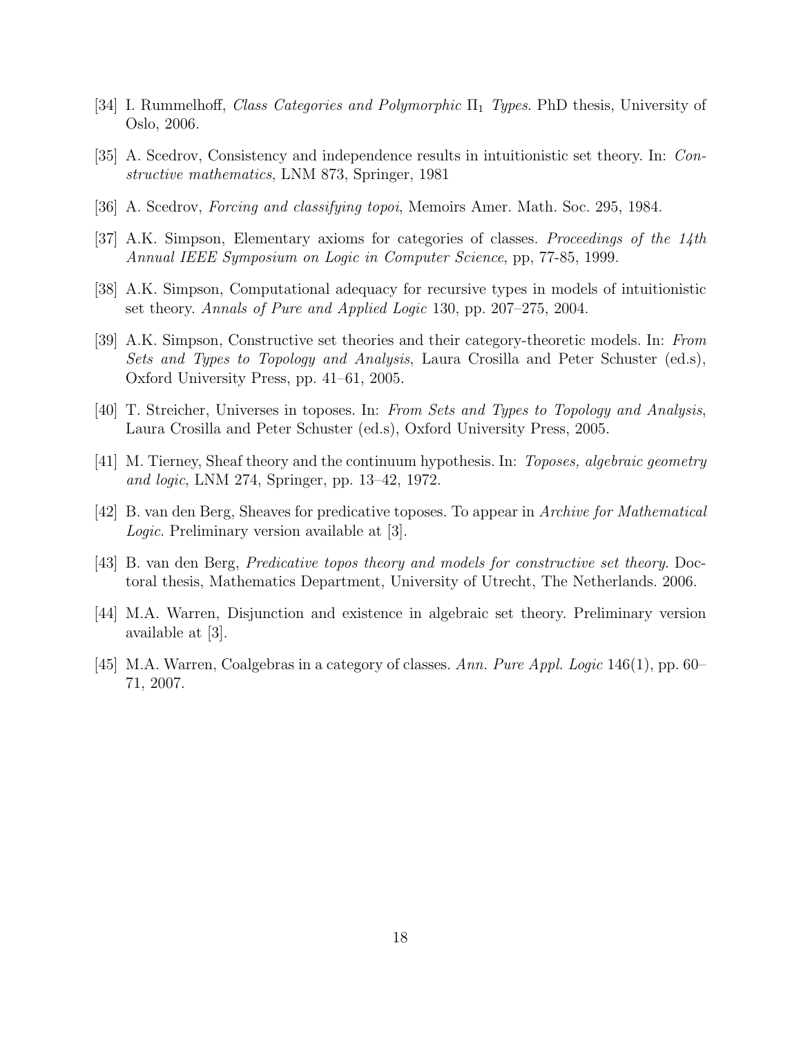[34] I. Rummelhoff, *Class Categories and Polymorphic $\Pi_1$ Types*. PhD thesis, University of Oslo, 2006.

[35] A. Scedrov, Consistency and independence results in intuitionistic set theory. In: *Constructive mathematics*, LNM 873, Springer, 1981

[36] A. Scedrov, *Forcing and classifying topoi*, Memoirs Amer. Math. Soc. 295, 1984.

[37] A.K. Simpson, Elementary axioms for categories of classes. *Proceedings of the 14th Annual IEEE Symposium on Logic in Computer Science*, pp, 77-85, 1999.

[38] A.K. Simpson, Computational adequacy for recursive types in models of intuitionistic set theory. *Annals of Pure and Applied Logic* 130, pp. 207–275, 2004.

[39] A.K. Simpson, Constructive set theories and their category-theoretic models. In: *From Sets and Types to Topology and Analysis*, Laura Crosilla and Peter Schuster (ed.s), Oxford University Press, pp. 41–61, 2005.

[40] T. Streicher, Universes in toposes. In: *From Sets and Types to Topology and Analysis*, Laura Crosilla and Peter Schuster (ed.s), Oxford University Press, 2005.

[41] M. Tierney, Sheaf theory and the continuum hypothesis. In: *Toposes, algebraic geometry and logic*, LNM 274, Springer, pp. 13–42, 1972.

[42] B. van den Berg, Sheaves for predicative toposes. To appear in *Archive for Mathematical Logic*. Preliminary version available at [3].

[43] B. van den Berg, *Predicative topos theory and models for constructive set theory*. Doctoral thesis, Mathematics Department, University of Utrecht, The Netherlands. 2006.

[44] M.A. Warren, Disjunction and existence in algebraic set theory. Preliminary version available at [3].

[45] M.A. Warren, Coalgebras in a category of classes. *Ann. Pure Appl. Logic* 146(1), pp. 60–71, 2007.